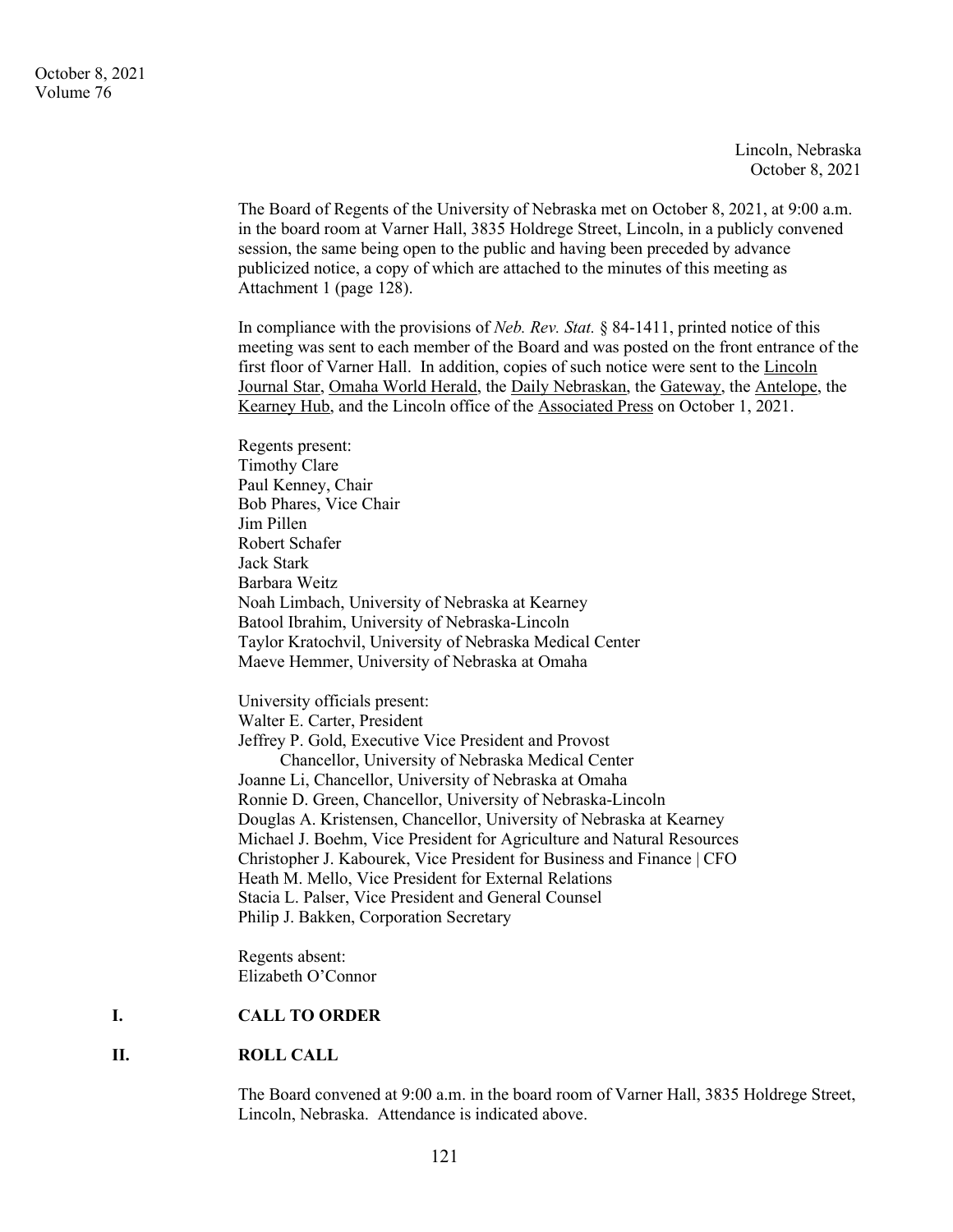Lincoln, Nebraska
October 8, 2021

The Board of Regents of the University of Nebraska met on October 8, 2021, at 9:00 a.m. in the board room at Varner Hall, 3835 Holdrege Street, Lincoln, in a publicly convened session, the same being open to the public and having been preceded by advance publicized notice, a copy of which are attached to the minutes of this meeting as Attachment 1 (page 128).

In compliance with the provisions of *Neb. Rev. Stat.* § 84-1411, printed notice of this meeting was sent to each member of the Board and was posted on the front entrance of the first floor of Varner Hall. In addition, copies of such notice were sent to the Lincoln Journal Star, Omaha World Herald, the Daily Nebraskan, the Gateway, the Antelope, the Kearney Hub, and the Lincoln office of the Associated Press on October 1, 2021.

Regents present:
Timothy Clare
Paul Kenney, Chair
Bob Phares, Vice Chair
Jim Pillen
Robert Schafer
Jack Stark
Barbara Weitz
Noah Limbach, University of Nebraska at Kearney
Batool Ibrahim, University of Nebraska-Lincoln
Taylor Kratochvil, University of Nebraska Medical Center
Maeve Hemmer, University of Nebraska at Omaha

University officials present:
Walter E. Carter, President
Jeffrey P. Gold, Executive Vice President and Provost
Chancellor, University of Nebraska Medical Center
Joanne Li, Chancellor, University of Nebraska at Omaha
Ronnie D. Green, Chancellor, University of Nebraska-Lincoln
Douglas A. Kristensen, Chancellor, University of Nebraska at Kearney
Michael J. Boehm, Vice President for Agriculture and Natural Resources
Christopher J. Kabourek, Vice President for Business and Finance | CFO
Heath M. Mello, Vice President for External Relations
Stacia L. Palser, Vice President and General Counsel
Philip J. Bakken, Corporation Secretary

Regents absent:
Elizabeth O'Connor

## I. CALL TO ORDER

## II. ROLL CALL

The Board convened at 9:00 a.m. in the board room of Varner Hall, 3835 Holdrege Street, Lincoln, Nebraska. Attendance is indicated above.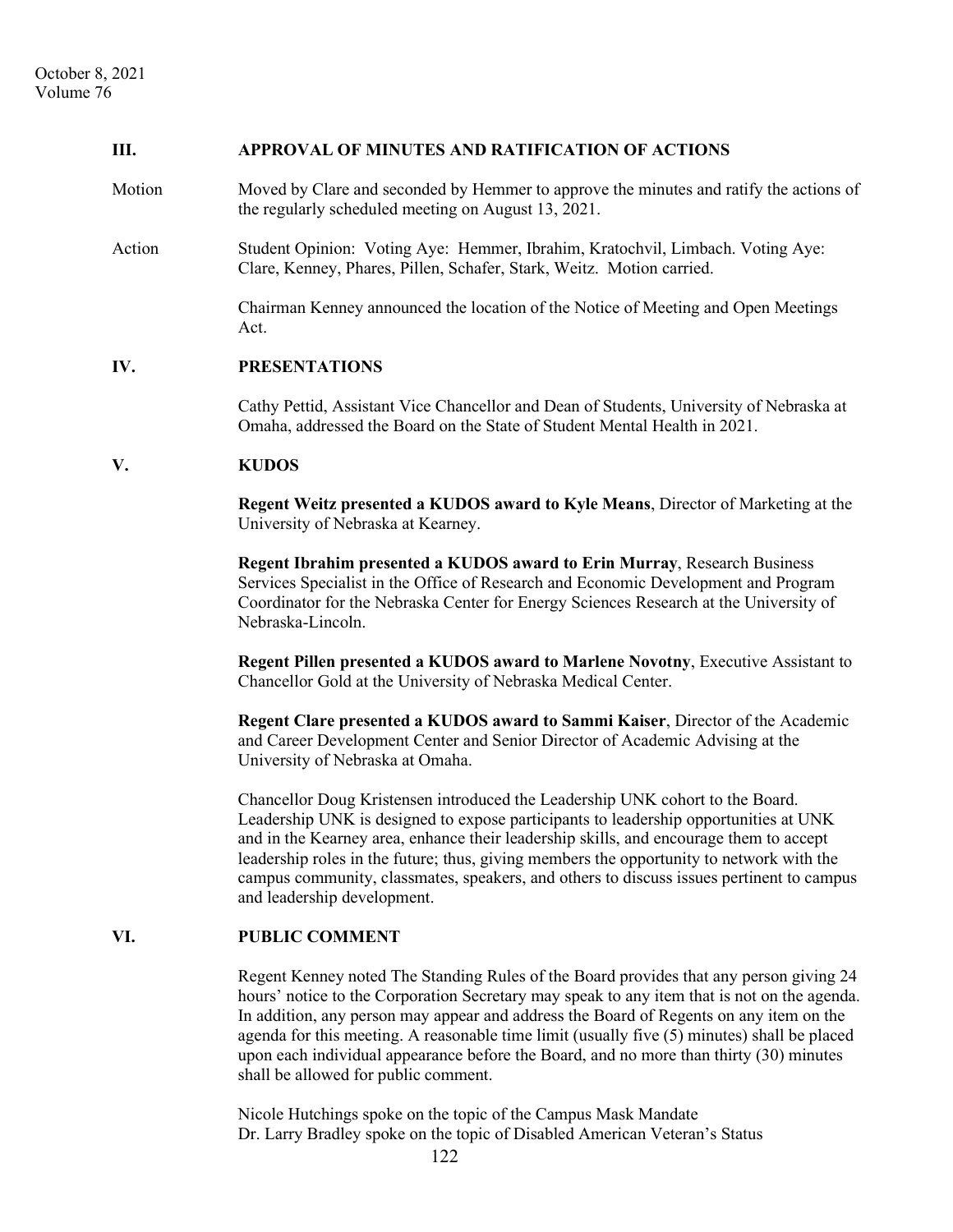## III. APPROVAL OF MINUTES AND RATIFICATION OF ACTIONS

Motion Moved by Clare and seconded by Hemmer to approve the minutes and ratify the actions of the regularly scheduled meeting on August 13, 2021.

Action Student Opinion: Voting Aye: Hemmer, Ibrahim, Kratochvil, Limbach. Voting Aye: Clare, Kenney, Phares, Pillen, Schafer, Stark, Weitz. Motion carried.

Chairman Kenney announced the location of the Notice of Meeting and Open Meetings Act.

## IV. PRESENTATIONS

Cathy Pettid, Assistant Vice Chancellor and Dean of Students, University of Nebraska at Omaha, addressed the Board on the State of Student Mental Health in 2021.

## V. KUDOS

**Regent Weitz presented a KUDOS award to Kyle Means**, Director of Marketing at the University of Nebraska at Kearney.

**Regent Ibrahim presented a KUDOS award to Erin Murray**, Research Business Services Specialist in the Office of Research and Economic Development and Program Coordinator for the Nebraska Center for Energy Sciences Research at the University of Nebraska-Lincoln.

**Regent Pillen presented a KUDOS award to Marlene Novotny**, Executive Assistant to Chancellor Gold at the University of Nebraska Medical Center.

**Regent Clare presented a KUDOS award to Sammi Kaiser**, Director of the Academic and Career Development Center and Senior Director of Academic Advising at the University of Nebraska at Omaha.

Chancellor Doug Kristensen introduced the Leadership UNK cohort to the Board. Leadership UNK is designed to expose participants to leadership opportunities at UNK and in the Kearney area, enhance their leadership skills, and encourage them to accept leadership roles in the future; thus, giving members the opportunity to network with the campus community, classmates, speakers, and others to discuss issues pertinent to campus and leadership development.

## VI. PUBLIC COMMENT

Regent Kenney noted The Standing Rules of the Board provides that any person giving 24 hours' notice to the Corporation Secretary may speak to any item that is not on the agenda. In addition, any person may appear and address the Board of Regents on any item on the agenda for this meeting. A reasonable time limit (usually five (5) minutes) shall be placed upon each individual appearance before the Board, and no more than thirty (30) minutes shall be allowed for public comment.

Nicole Hutchings spoke on the topic of the Campus Mask Mandate
Dr. Larry Bradley spoke on the topic of Disabled American Veteran's Status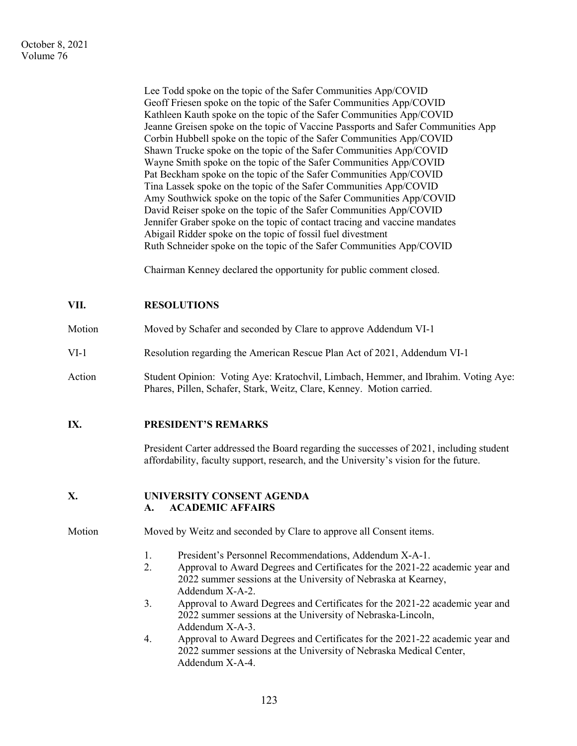Lee Todd spoke on the topic of the Safer Communities App/COVID
Geoff Friesen spoke on the topic of the Safer Communities App/COVID
Kathleen Kauth spoke on the topic of the Safer Communities App/COVID
Jeanne Greisen spoke on the topic of Vaccine Passports and Safer Communities App
Corbin Hubbell spoke on the topic of the Safer Communities App/COVID
Shawn Trucke spoke on the topic of the Safer Communities App/COVID
Wayne Smith spoke on the topic of the Safer Communities App/COVID
Pat Beckham spoke on the topic of the Safer Communities App/COVID
Tina Lassek spoke on the topic of the Safer Communities App/COVID
Amy Southwick spoke on the topic of the Safer Communities App/COVID
David Reiser spoke on the topic of the Safer Communities App/COVID
Jennifer Graber spoke on the topic of contact tracing and vaccine mandates
Abigail Ridder spoke on the topic of fossil fuel divestment
Ruth Schneider spoke on the topic of the Safer Communities App/COVID

Chairman Kenney declared the opportunity for public comment closed.

## VII. RESOLUTIONS

**Motion** Moved by Schafer and seconded by Clare to approve Addendum VI-1

**VI-1** Resolution regarding the American Rescue Plan Act of 2021, Addendum VI-1

**Action** Student Opinion: Voting Aye: Kratochvil, Limbach, Hemmer, and Ibrahim. Voting Aye: Phares, Pillen, Schafer, Stark, Weitz, Clare, Kenney. Motion carried.

## IX. PRESIDENT'S REMARKS

President Carter addressed the Board regarding the successes of 2021, including student affordability, faculty support, research, and the University's vision for the future.

## X. UNIVERSITY CONSENT AGENDA

### A. ACADEMIC AFFAIRS

**Motion** Moved by Weitz and seconded by Clare to approve all Consent items.

1. President's Personnel Recommendations, Addendum X-A-1.
2. Approval to Award Degrees and Certificates for the 2021-22 academic year and 2022 summer sessions at the University of Nebraska at Kearney, Addendum X-A-2.
3. Approval to Award Degrees and Certificates for the 2021-22 academic year and 2022 summer sessions at the University of Nebraska-Lincoln, Addendum X-A-3.
4. Approval to Award Degrees and Certificates for the 2021-22 academic year and 2022 summer sessions at the University of Nebraska Medical Center, Addendum X-A-4.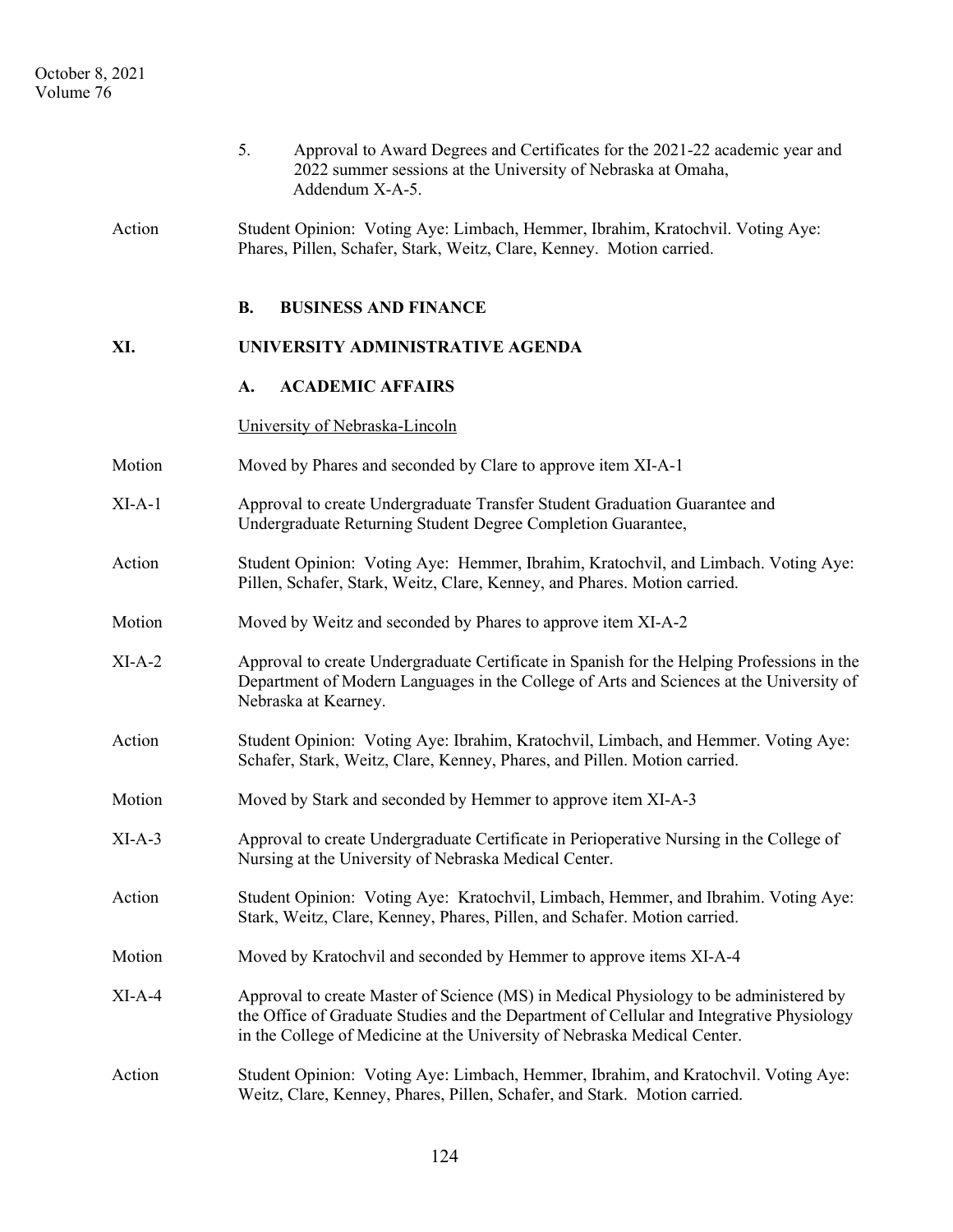5. Approval to Award Degrees and Certificates for the 2021-22 academic year and 2022 summer sessions at the University of Nebraska at Omaha, Addendum X-A-5.

Action — Student Opinion: Voting Aye: Limbach, Hemmer, Ibrahim, Kratochvil. Voting Aye: Phares, Pillen, Schafer, Stark, Weitz, Clare, Kenney. Motion carried.

**B. BUSINESS AND FINANCE**

**XI. UNIVERSITY ADMINISTRATIVE AGENDA**

**A. ACADEMIC AFFAIRS**

University of Nebraska-Lincoln

Motion — Moved by Phares and seconded by Clare to approve item XI-A-1

XI-A-1 — Approval to create Undergraduate Transfer Student Graduation Guarantee and Undergraduate Returning Student Degree Completion Guarantee,

Action — Student Opinion: Voting Aye: Hemmer, Ibrahim, Kratochvil, and Limbach. Voting Aye: Pillen, Schafer, Stark, Weitz, Clare, Kenney, and Phares. Motion carried.

Motion — Moved by Weitz and seconded by Phares to approve item XI-A-2

XI-A-2 — Approval to create Undergraduate Certificate in Spanish for the Helping Professions in the Department of Modern Languages in the College of Arts and Sciences at the University of Nebraska at Kearney.

Action — Student Opinion: Voting Aye: Ibrahim, Kratochvil, Limbach, and Hemmer. Voting Aye: Schafer, Stark, Weitz, Clare, Kenney, Phares, and Pillen. Motion carried.

Motion — Moved by Stark and seconded by Hemmer to approve item XI-A-3

XI-A-3 — Approval to create Undergraduate Certificate in Perioperative Nursing in the College of Nursing at the University of Nebraska Medical Center.

Action — Student Opinion: Voting Aye: Kratochvil, Limbach, Hemmer, and Ibrahim. Voting Aye: Stark, Weitz, Clare, Kenney, Phares, Pillen, and Schafer. Motion carried.

Motion — Moved by Kratochvil and seconded by Hemmer to approve items XI-A-4

XI-A-4 — Approval to create Master of Science (MS) in Medical Physiology to be administered by the Office of Graduate Studies and the Department of Cellular and Integrative Physiology in the College of Medicine at the University of Nebraska Medical Center.

Action — Student Opinion: Voting Aye: Limbach, Hemmer, Ibrahim, and Kratochvil. Voting Aye: Weitz, Clare, Kenney, Phares, Pillen, Schafer, and Stark. Motion carried.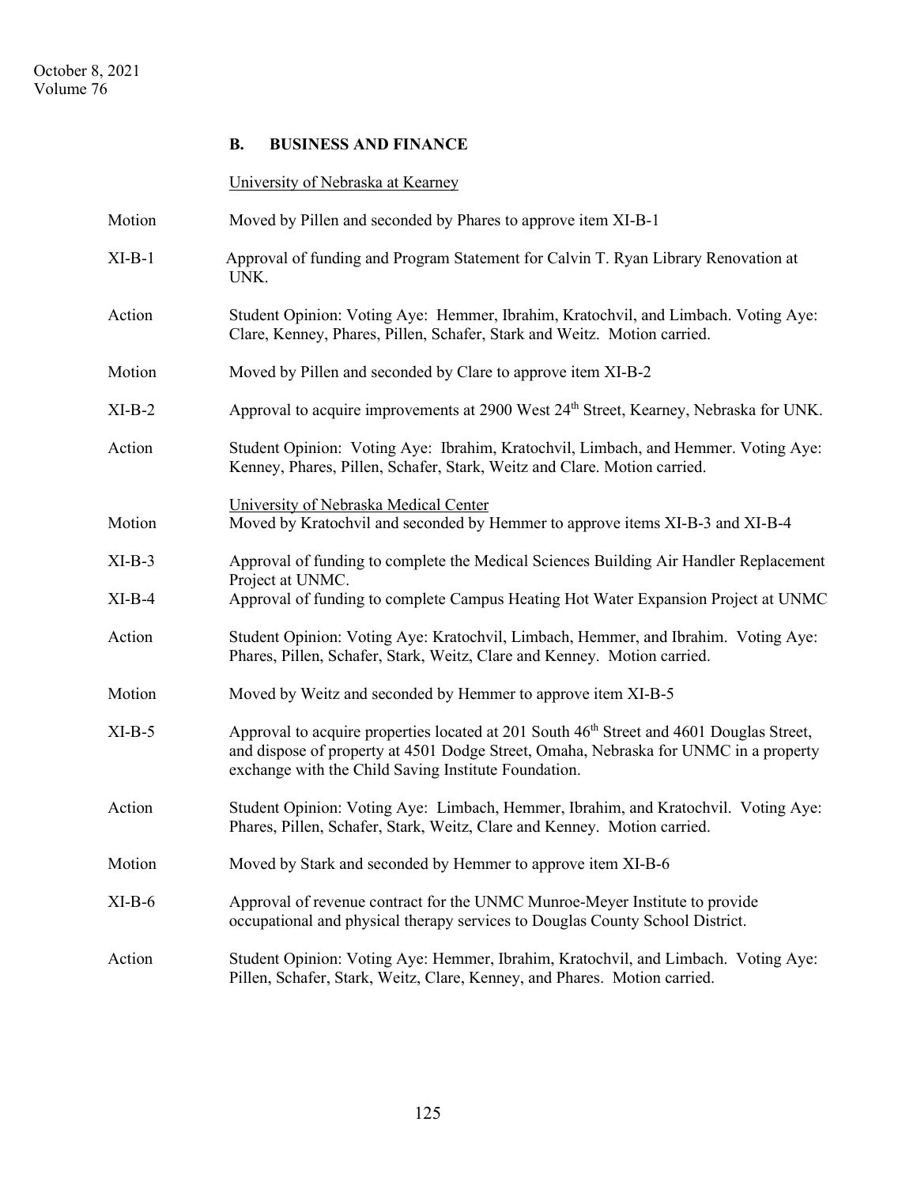## B. BUSINESS AND FINANCE

University of Nebraska at Kearney

Motion — Moved by Pillen and seconded by Phares to approve item XI-B-1

XI-B-1 — Approval of funding and Program Statement for Calvin T. Ryan Library Renovation at UNK.

Action — Student Opinion: Voting Aye: Hemmer, Ibrahim, Kratochvil, and Limbach. Voting Aye: Clare, Kenney, Phares, Pillen, Schafer, Stark and Weitz. Motion carried.

Motion — Moved by Pillen and seconded by Clare to approve item XI-B-2

XI-B-2 — Approval to acquire improvements at 2900 West 24th Street, Kearney, Nebraska for UNK.

Action — Student Opinion: Voting Aye: Ibrahim, Kratochvil, Limbach, and Hemmer. Voting Aye: Kenney, Phares, Pillen, Schafer, Stark, Weitz and Clare. Motion carried.

University of Nebraska Medical Center

Motion — Moved by Kratochvil and seconded by Hemmer to approve items XI-B-3 and XI-B-4

XI-B-3 — Approval of funding to complete the Medical Sciences Building Air Handler Replacement Project at UNMC.

XI-B-4 — Approval of funding to complete Campus Heating Hot Water Expansion Project at UNMC

Action — Student Opinion: Voting Aye: Kratochvil, Limbach, Hemmer, and Ibrahim. Voting Aye: Phares, Pillen, Schafer, Stark, Weitz, Clare and Kenney. Motion carried.

Motion — Moved by Weitz and seconded by Hemmer to approve item XI-B-5

XI-B-5 — Approval to acquire properties located at 201 South 46th Street and 4601 Douglas Street, and dispose of property at 4501 Dodge Street, Omaha, Nebraska for UNMC in a property exchange with the Child Saving Institute Foundation.

Action — Student Opinion: Voting Aye: Limbach, Hemmer, Ibrahim, and Kratochvil. Voting Aye: Phares, Pillen, Schafer, Stark, Weitz, Clare and Kenney. Motion carried.

Motion — Moved by Stark and seconded by Hemmer to approve item XI-B-6

XI-B-6 — Approval of revenue contract for the UNMC Munroe-Meyer Institute to provide occupational and physical therapy services to Douglas County School District.

Action — Student Opinion: Voting Aye: Hemmer, Ibrahim, Kratochvil, and Limbach. Voting Aye: Pillen, Schafer, Stark, Weitz, Clare, Kenney, and Phares. Motion carried.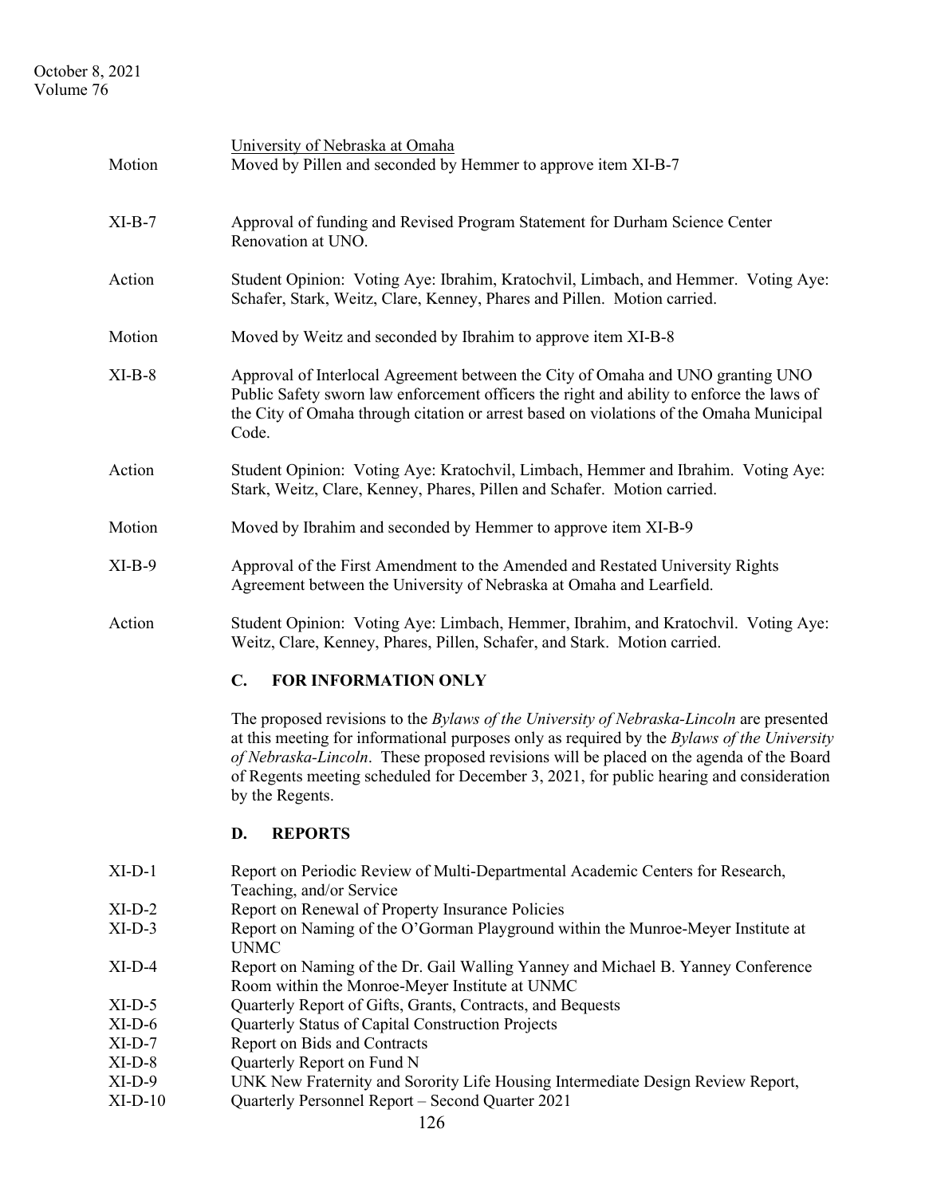University of Nebraska at Omaha

Motion Moved by Pillen and seconded by Hemmer to approve item XI-B-7

XI-B-7 Approval of funding and Revised Program Statement for Durham Science Center Renovation at UNO.

Action Student Opinion: Voting Aye: Ibrahim, Kratochvil, Limbach, and Hemmer. Voting Aye: Schafer, Stark, Weitz, Clare, Kenney, Phares and Pillen. Motion carried.

Motion Moved by Weitz and seconded by Ibrahim to approve item XI-B-8

XI-B-8 Approval of Interlocal Agreement between the City of Omaha and UNO granting UNO Public Safety sworn law enforcement officers the right and ability to enforce the laws of the City of Omaha through citation or arrest based on violations of the Omaha Municipal Code.

Action Student Opinion: Voting Aye: Kratochvil, Limbach, Hemmer and Ibrahim. Voting Aye: Stark, Weitz, Clare, Kenney, Phares, Pillen and Schafer. Motion carried.

Motion Moved by Ibrahim and seconded by Hemmer to approve item XI-B-9

XI-B-9 Approval of the First Amendment to the Amended and Restated University Rights Agreement between the University of Nebraska at Omaha and Learfield.

Action Student Opinion: Voting Aye: Limbach, Hemmer, Ibrahim, and Kratochvil. Voting Aye: Weitz, Clare, Kenney, Phares, Pillen, Schafer, and Stark. Motion carried.

## C. FOR INFORMATION ONLY

The proposed revisions to the *Bylaws of the University of Nebraska-Lincoln* are presented at this meeting for informational purposes only as required by the *Bylaws of the University of Nebraska-Lincoln*. These proposed revisions will be placed on the agenda of the Board of Regents meeting scheduled for December 3, 2021, for public hearing and consideration by the Regents.

## D. REPORTS

XI-D-1 Report on Periodic Review of Multi-Departmental Academic Centers for Research, Teaching, and/or Service
XI-D-2 Report on Renewal of Property Insurance Policies
XI-D-3 Report on Naming of the O'Gorman Playground within the Munroe-Meyer Institute at UNMC
XI-D-4 Report on Naming of the Dr. Gail Walling Yanney and Michael B. Yanney Conference Room within the Monroe-Meyer Institute at UNMC
XI-D-5 Quarterly Report of Gifts, Grants, Contracts, and Bequests
XI-D-6 Quarterly Status of Capital Construction Projects
XI-D-7 Report on Bids and Contracts
XI-D-8 Quarterly Report on Fund N
XI-D-9 UNK New Fraternity and Sorority Life Housing Intermediate Design Review Report,
XI-D-10 Quarterly Personnel Report – Second Quarter 2021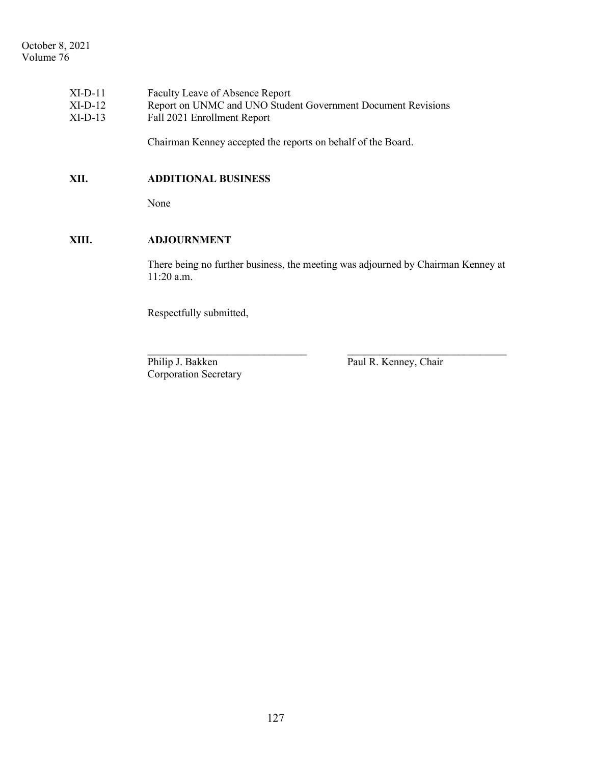XI-D-11 Faculty Leave of Absence Report
XI-D-12 Report on UNMC and UNO Student Government Document Revisions
XI-D-13 Fall 2021 Enrollment Report

Chairman Kenney accepted the reports on behalf of the Board.

## XII. ADDITIONAL BUSINESS

None

## XIII. ADJOURNMENT

There being no further business, the meeting was adjourned by Chairman Kenney at 11:20 a.m.

Respectfully submitted,

\_\_\_\_\_\_\_\_\_\_\_\_\_\_\_\_\_\_\_\_\_\_\_\_\_\_\_\_\_\_\_
Philip J. Bakken
Corporation Secretary

\_\_\_\_\_\_\_\_\_\_\_\_\_\_\_\_\_\_\_\_\_\_\_\_\_\_\_\_\_\_\_
Paul R. Kenney, Chair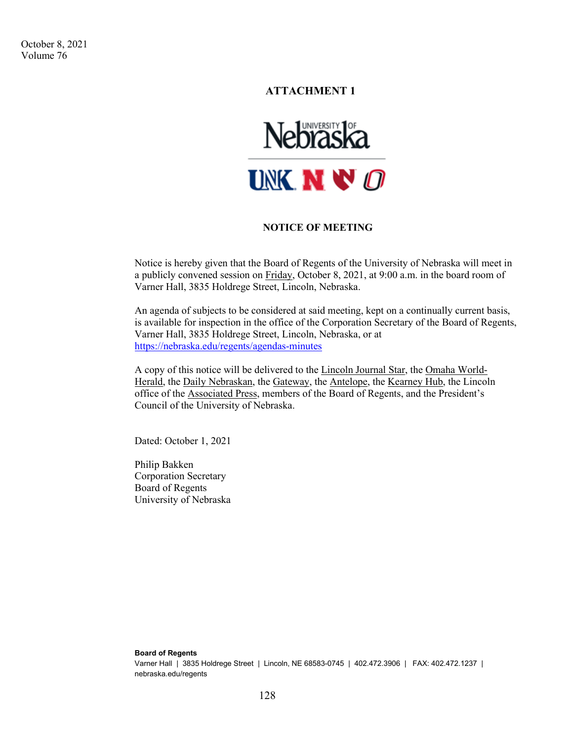## ATTACHMENT 1

### NOTICE OF MEETING

Notice is hereby given that the Board of Regents of the University of Nebraska will meet in a publicly convened session on Friday, October 8, 2021, at 9:00 a.m. in the board room of Varner Hall, 3835 Holdrege Street, Lincoln, Nebraska.

An agenda of subjects to be considered at said meeting, kept on a continually current basis, is available for inspection in the office of the Corporation Secretary of the Board of Regents, Varner Hall, 3835 Holdrege Street, Lincoln, Nebraska, or at https://nebraska.edu/regents/agendas-minutes

A copy of this notice will be delivered to the Lincoln Journal Star, the Omaha World-Herald, the Daily Nebraskan, the Gateway, the Antelope, the Kearney Hub, the Lincoln office of the Associated Press, members of the Board of Regents, and the President's Council of the University of Nebraska.

Dated: October 1, 2021

Philip Bakken
Corporation Secretary
Board of Regents
University of Nebraska

**Board of Regents**
Varner Hall | 3835 Holdrege Street | Lincoln, NE 68583-0745 | 402.472.3906 | FAX: 402.472.1237 | nebraska.edu/regents